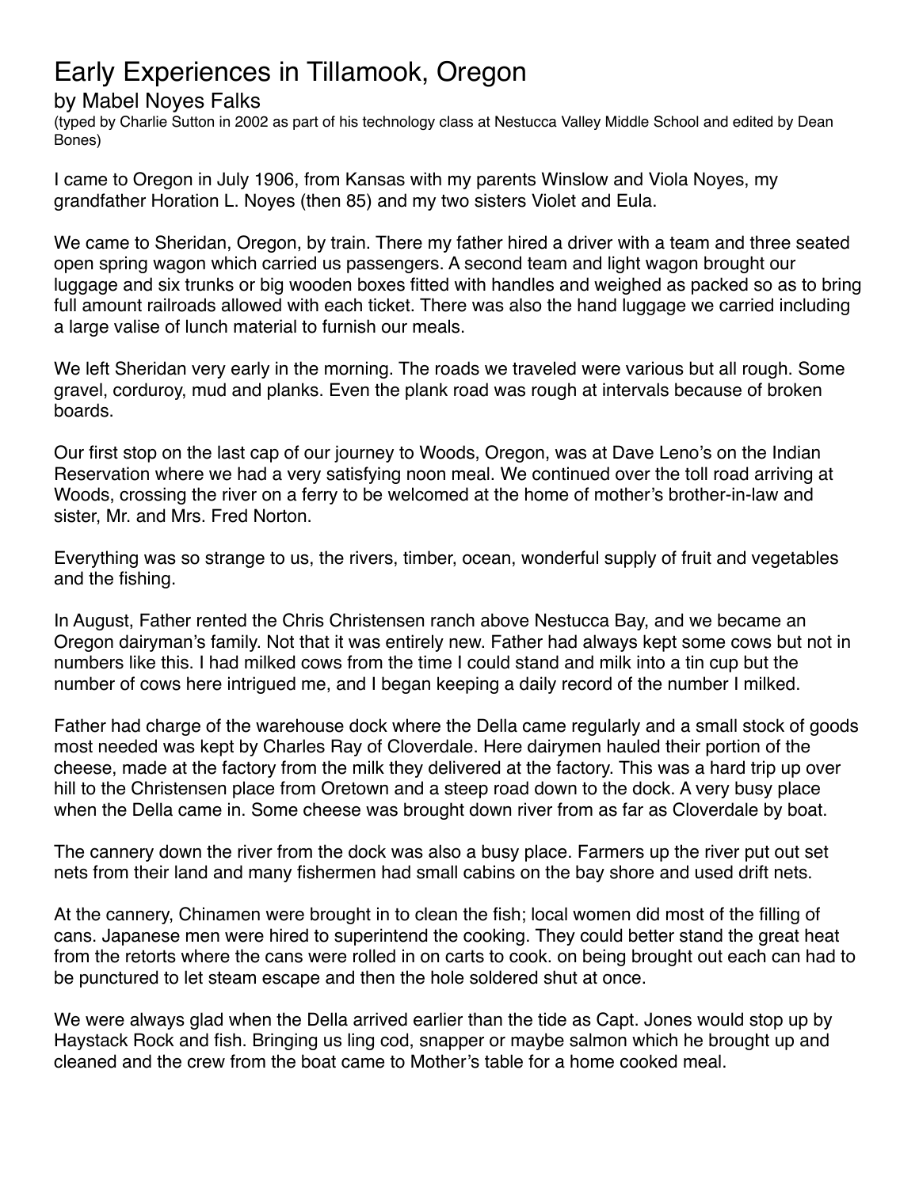# Early Experiences in Tillamook, Oregon

## by Mabel Noyes Falks

(typed by Charlie Sutton in 2002 as part of his technology class at Nestucca Valley Middle School and edited by Dean Bones)

I came to Oregon in July 1906, from Kansas with my parents Winslow and Viola Noyes, my grandfather Horation L. Noyes (then 85) and my two sisters Violet and Eula.

We came to Sheridan, Oregon, by train. There my father hired a driver with a team and three seated open spring wagon which carried us passengers. A second team and light wagon brought our luggage and six trunks or big wooden boxes fitted with handles and weighed as packed so as to bring full amount railroads allowed with each ticket. There was also the hand luggage we carried including a large valise of lunch material to furnish our meals.

We left Sheridan very early in the morning. The roads we traveled were various but all rough. Some gravel, corduroy, mud and planks. Even the plank road was rough at intervals because of broken boards.

Our first stop on the last cap of our journey to Woods, Oregon, was at Dave Leno's on the Indian Reservation where we had a very satisfying noon meal. We continued over the toll road arriving at Woods, crossing the river on a ferry to be welcomed at the home of mother's brother-in-law and sister, Mr. and Mrs. Fred Norton.

Everything was so strange to us, the rivers, timber, ocean, wonderful supply of fruit and vegetables and the fishing.

In August, Father rented the Chris Christensen ranch above Nestucca Bay, and we became an Oregon dairyman's family. Not that it was entirely new. Father had always kept some cows but not in numbers like this. I had milked cows from the time I could stand and milk into a tin cup but the number of cows here intrigued me, and I began keeping a daily record of the number I milked.

Father had charge of the warehouse dock where the Della came regularly and a small stock of goods most needed was kept by Charles Ray of Cloverdale. Here dairymen hauled their portion of the cheese, made at the factory from the milk they delivered at the factory. This was a hard trip up over hill to the Christensen place from Oretown and a steep road down to the dock. A very busy place when the Della came in. Some cheese was brought down river from as far as Cloverdale by boat.

The cannery down the river from the dock was also a busy place. Farmers up the river put out set nets from their land and many fishermen had small cabins on the bay shore and used drift nets.

At the cannery, Chinamen were brought in to clean the fish; local women did most of the filling of cans. Japanese men were hired to superintend the cooking. They could better stand the great heat from the retorts where the cans were rolled in on carts to cook. on being brought out each can had to be punctured to let steam escape and then the hole soldered shut at once.

We were always glad when the Della arrived earlier than the tide as Capt. Jones would stop up by Haystack Rock and fish. Bringing us ling cod, snapper or maybe salmon which he brought up and cleaned and the crew from the boat came to Mother's table for a home cooked meal.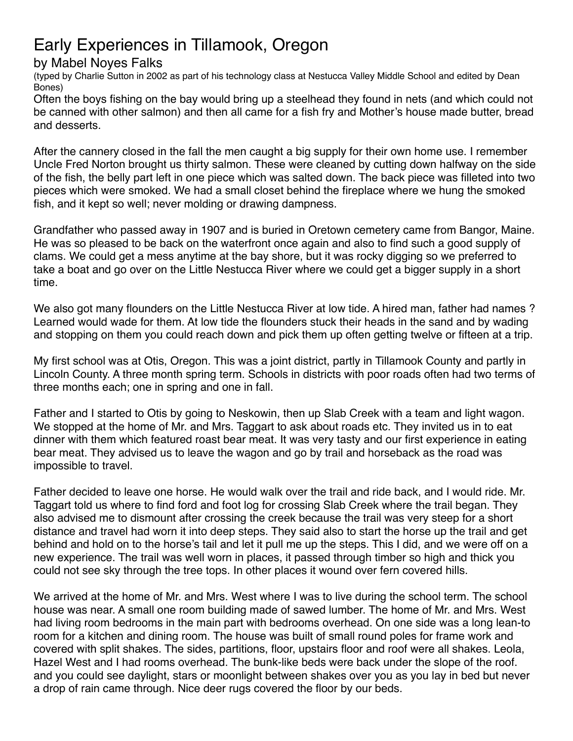# Early Experiences in Tillamook, Oregon

## by Mabel Noyes Falks

(typed by Charlie Sutton in 2002 as part of his technology class at Nestucca Valley Middle School and edited by Dean Bones)

Often the boys fishing on the bay would bring up a steelhead they found in nets (and which could not be canned with other salmon) and then all came for a fish fry and Mother's house made butter, bread and desserts.

After the cannery closed in the fall the men caught a big supply for their own home use. I remember Uncle Fred Norton brought us thirty salmon. These were cleaned by cutting down halfway on the side of the fish, the belly part left in one piece which was salted down. The back piece was filleted into two pieces which were smoked. We had a small closet behind the fireplace where we hung the smoked fish, and it kept so well; never molding or drawing dampness.

Grandfather who passed away in 1907 and is buried in Oretown cemetery came from Bangor, Maine. He was so pleased to be back on the waterfront once again and also to find such a good supply of clams. We could get a mess anytime at the bay shore, but it was rocky digging so we preferred to take a boat and go over on the Little Nestucca River where we could get a bigger supply in a short time.

We also got many flounders on the Little Nestucca River at low tide. A hired man, father had names ? Learned would wade for them. At low tide the flounders stuck their heads in the sand and by wading and stopping on them you could reach down and pick them up often getting twelve or fifteen at a trip.

My first school was at Otis, Oregon. This was a joint district, partly in Tillamook County and partly in Lincoln County. A three month spring term. Schools in districts with poor roads often had two terms of three months each; one in spring and one in fall.

Father and I started to Otis by going to Neskowin, then up Slab Creek with a team and light wagon. We stopped at the home of Mr. and Mrs. Taggart to ask about roads etc. They invited us in to eat dinner with them which featured roast bear meat. It was very tasty and our first experience in eating bear meat. They advised us to leave the wagon and go by trail and horseback as the road was impossible to travel.

Father decided to leave one horse. He would walk over the trail and ride back, and I would ride. Mr. Taggart told us where to find ford and foot log for crossing Slab Creek where the trail began. They also advised me to dismount after crossing the creek because the trail was very steep for a short distance and travel had worn it into deep steps. They said also to start the horse up the trail and get behind and hold on to the horse's tail and let it pull me up the steps. This I did, and we were off on a new experience. The trail was well worn in places, it passed through timber so high and thick you could not see sky through the tree tops. In other places it wound over fern covered hills.

We arrived at the home of Mr. and Mrs. West where I was to live during the school term. The school house was near. A small one room building made of sawed lumber. The home of Mr. and Mrs. West had living room bedrooms in the main part with bedrooms overhead. On one side was a long lean-to room for a kitchen and dining room. The house was built of small round poles for frame work and covered with split shakes. The sides, partitions, floor, upstairs floor and roof were all shakes. Leola, Hazel West and I had rooms overhead. The bunk-like beds were back under the slope of the roof. and you could see daylight, stars or moonlight between shakes over you as you lay in bed but never a drop of rain came through. Nice deer rugs covered the floor by our beds.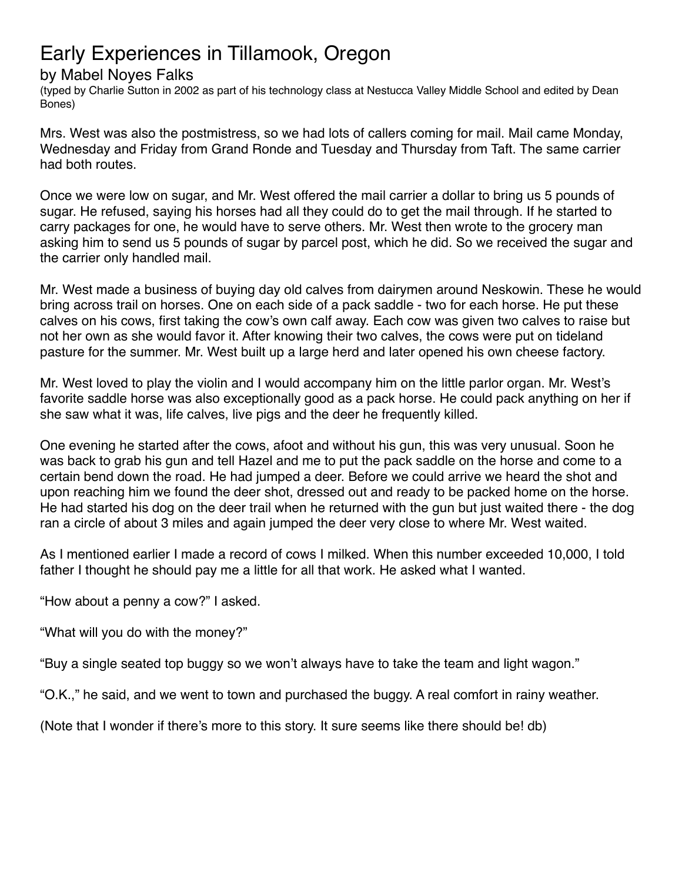# Early Experiences in Tillamook, Oregon

## by Mabel Noyes Falks

(typed by Charlie Sutton in 2002 as part of his technology class at Nestucca Valley Middle School and edited by Dean Bones)

Mrs. West was also the postmistress, so we had lots of callers coming for mail. Mail came Monday, Wednesday and Friday from Grand Ronde and Tuesday and Thursday from Taft. The same carrier had both routes.

Once we were low on sugar, and Mr. West offered the mail carrier a dollar to bring us 5 pounds of sugar. He refused, saying his horses had all they could do to get the mail through. If he started to carry packages for one, he would have to serve others. Mr. West then wrote to the grocery man asking him to send us 5 pounds of sugar by parcel post, which he did. So we received the sugar and the carrier only handled mail.

Mr. West made a business of buying day old calves from dairymen around Neskowin. These he would bring across trail on horses. One on each side of a pack saddle - two for each horse. He put these calves on his cows, first taking the cow's own calf away. Each cow was given two calves to raise but not her own as she would favor it. After knowing their two calves, the cows were put on tideland pasture for the summer. Mr. West built up a large herd and later opened his own cheese factory.

Mr. West loved to play the violin and I would accompany him on the little parlor organ. Mr. West's favorite saddle horse was also exceptionally good as a pack horse. He could pack anything on her if she saw what it was, life calves, live pigs and the deer he frequently killed.

One evening he started after the cows, afoot and without his gun, this was very unusual. Soon he was back to grab his gun and tell Hazel and me to put the pack saddle on the horse and come to a certain bend down the road. He had jumped a deer. Before we could arrive we heard the shot and upon reaching him we found the deer shot, dressed out and ready to be packed home on the horse. He had started his dog on the deer trail when he returned with the gun but just waited there - the dog ran a circle of about 3 miles and again jumped the deer very close to where Mr. West waited.

As I mentioned earlier I made a record of cows I milked. When this number exceeded 10,000, I told father I thought he should pay me a little for all that work. He asked what I wanted.

"How about a penny a cow?" I asked.

"What will you do with the money?"

"Buy a single seated top buggy so we won't always have to take the team and light wagon."

"O.K.," he said, and we went to town and purchased the buggy. A real comfort in rainy weather.

(Note that I wonder if there's more to this story. It sure seems like there should be! db)